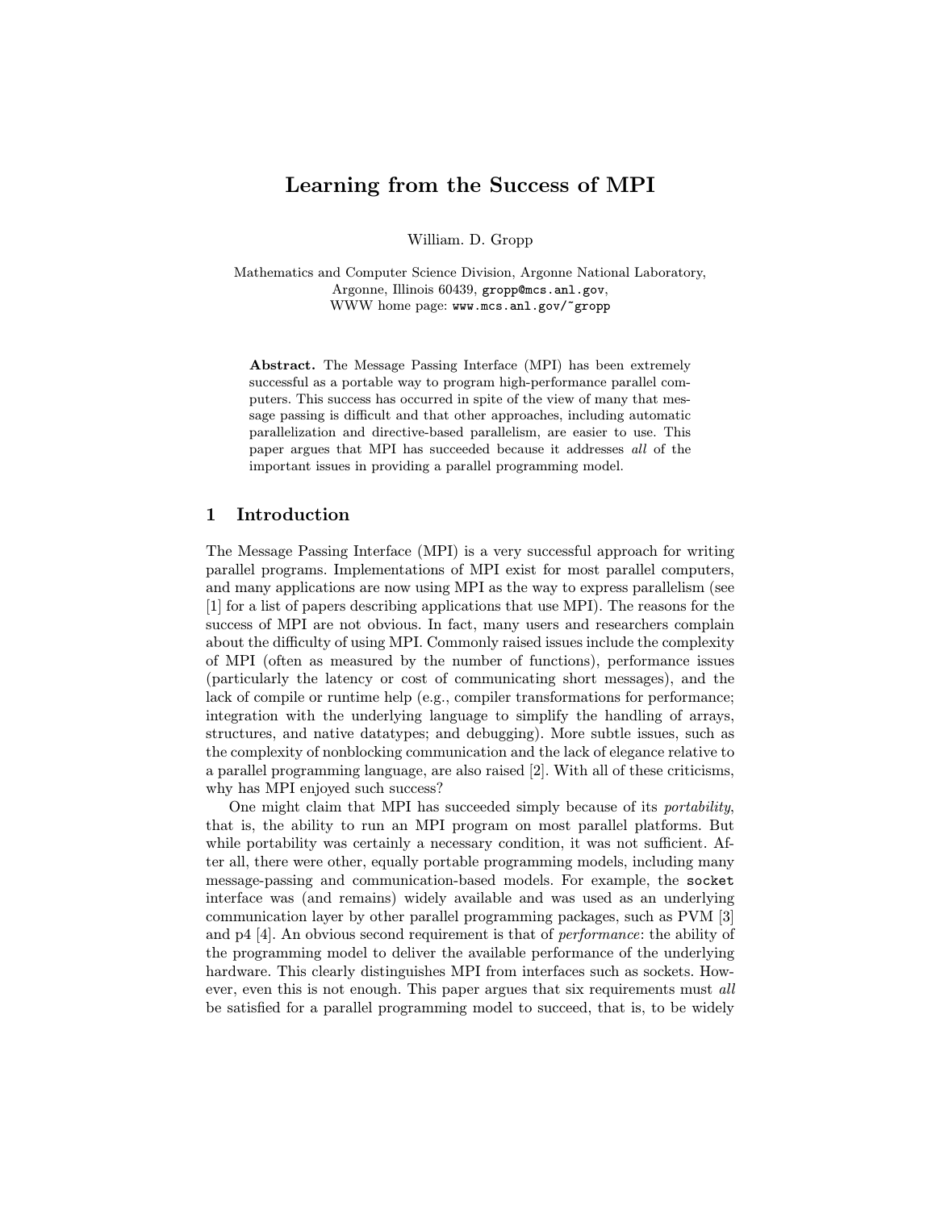# Learning from the Success of MPI

William. D. Gropp

Mathematics and Computer Science Division, Argonne National Laboratory, Argonne, Illinois 60439, gropp@mcs.anl.gov, WWW home page: www.mcs.anl.gov/~gropp

**Abstract.** The Message Passing Interface (MPI) has been extremely successful as a portable way to program high-performance parallel computers. This success has occurred in spite of the view of many that message passing is difficult and that other approaches, including automatic parallelization and directive-based parallelism, are easier to use. This paper argues that MPI has succeeded because it addresses *all* of the important issues in providing a parallel programming model.

## 1 Introduction

The Message Passing Interface (MPI) is a very successful approach for writing parallel programs. Implementations of MPI exist for most parallel computers, and many applications are now using MPI as the way to express parallelism (see [1] for a list of papers describing applications that use MPI). The reasons for the success of MPI are not obvious. In fact, many users and researchers complain about the difficulty of using MPI. Commonly raised issues include the complexity of MPI (often as measured by the number of functions), performance issues (particularly the latency or cost of communicating short messages), and the lack of compile or runtime help (e.g., compiler transformations for performance; integration with the underlying language to simplify the handling of arrays, structures, and native datatypes; and debugging). More subtle issues, such as the complexity of nonblocking communication and the lack of elegance relative to a parallel programming language, are also raised [2]. With all of these criticisms, why has MPI enjoyed such success?

One might claim that MPI has succeeded simply because of its *portability*, that is, the ability to run an MPI program on most parallel platforms. But while portability was certainly a necessary condition, it was not sufficient. After all, there were other, equally portable programming models, including many message-passing and communication-based models. For example, the `socket` interface was (and remains) widely available and was used as an underlying communication layer by other parallel programming packages, such as PVM [3] and p4 [4]. An obvious second requirement is that of *performance*: the ability of the programming model to deliver the available performance of the underlying hardware. This clearly distinguishes MPI from interfaces such as sockets. However, even this is not enough. This paper argues that six requirements must *all* be satisfied for a parallel programming model to succeed, that is, to be widely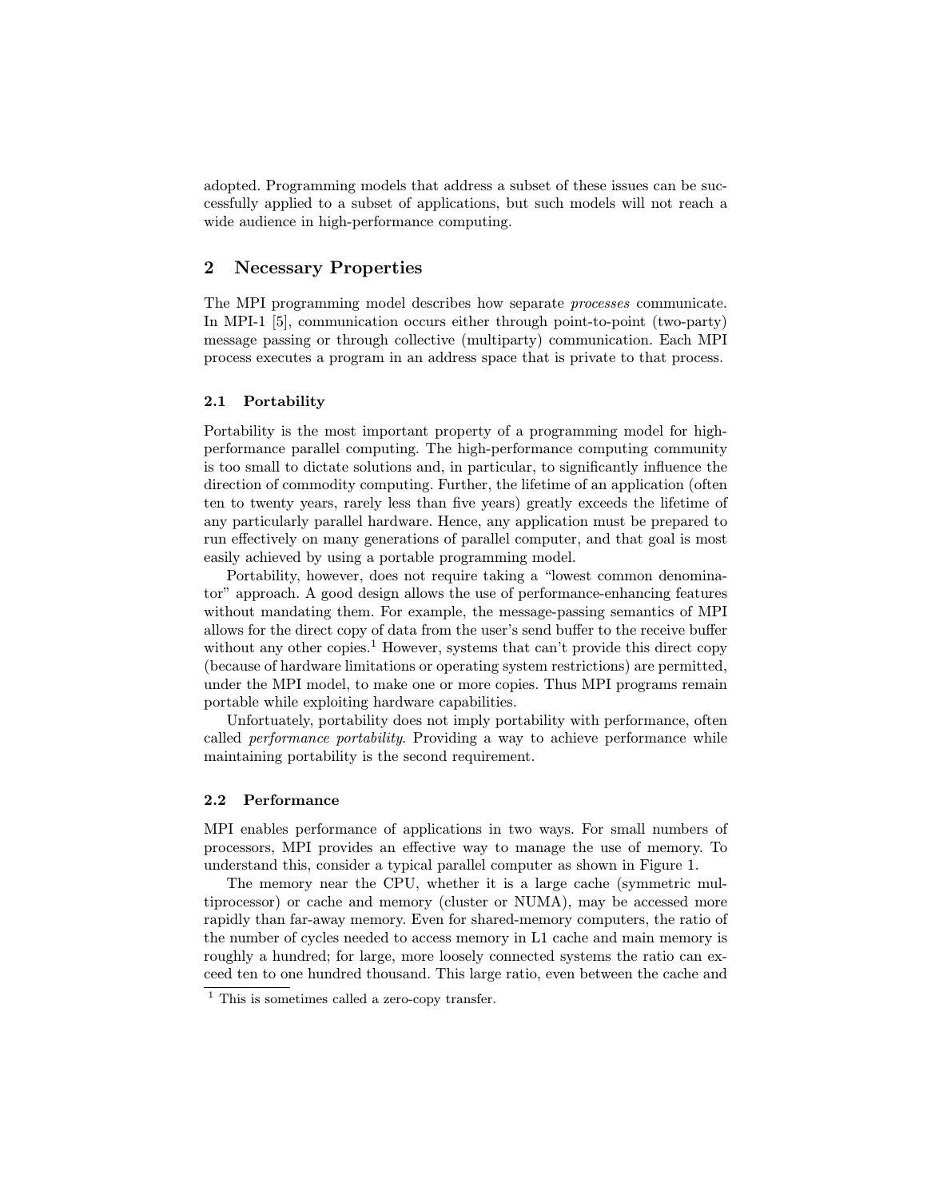adopted. Programming models that address a subset of these issues can be successfully applied to a subset of applications, but such models will not reach a wide audience in high-performance computing.

## 2 Necessary Properties

The MPI programming model describes how separate *processes* communicate. In MPI-1 [5], communication occurs either through point-to-point (two-party) message passing or through collective (multiparty) communication. Each MPI process executes a program in an address space that is private to that process.

### 2.1 Portability

Portability is the most important property of a programming model for high-performance parallel computing. The high-performance computing community is too small to dictate solutions and, in particular, to significantly influence the direction of commodity computing. Further, the lifetime of an application (often ten to twenty years, rarely less than five years) greatly exceeds the lifetime of any particularly parallel hardware. Hence, any application must be prepared to run effectively on many generations of parallel computer, and that goal is most easily achieved by using a portable programming model.

Portability, however, does not require taking a "lowest common denominator" approach. A good design allows the use of performance-enhancing features without mandating them. For example, the message-passing semantics of MPI allows for the direct copy of data from the user's send buffer to the receive buffer without any other copies.[1] However, systems that can't provide this direct copy (because of hardware limitations or operating system restrictions) are permitted, under the MPI model, to make one or more copies. Thus MPI programs remain portable while exploiting hardware capabilities.

Unfortuately, portability does not imply portability with performance, often called *performance portability*. Providing a way to achieve performance while maintaining portability is the second requirement.

### 2.2 Performance

MPI enables performance of applications in two ways. For small numbers of processors, MPI provides an effective way to manage the use of memory. To understand this, consider a typical parallel computer as shown in Figure 1.

The memory near the CPU, whether it is a large cache (symmetric multiprocessor) or cache and memory (cluster or NUMA), may be accessed more rapidly than far-away memory. Even for shared-memory computers, the ratio of the number of cycles needed to access memory in L1 cache and main memory is roughly a hundred; for large, more loosely connected systems the ratio can exceed ten to one hundred thousand. This large ratio, even between the cache and

[1] This is sometimes called a zero-copy transfer.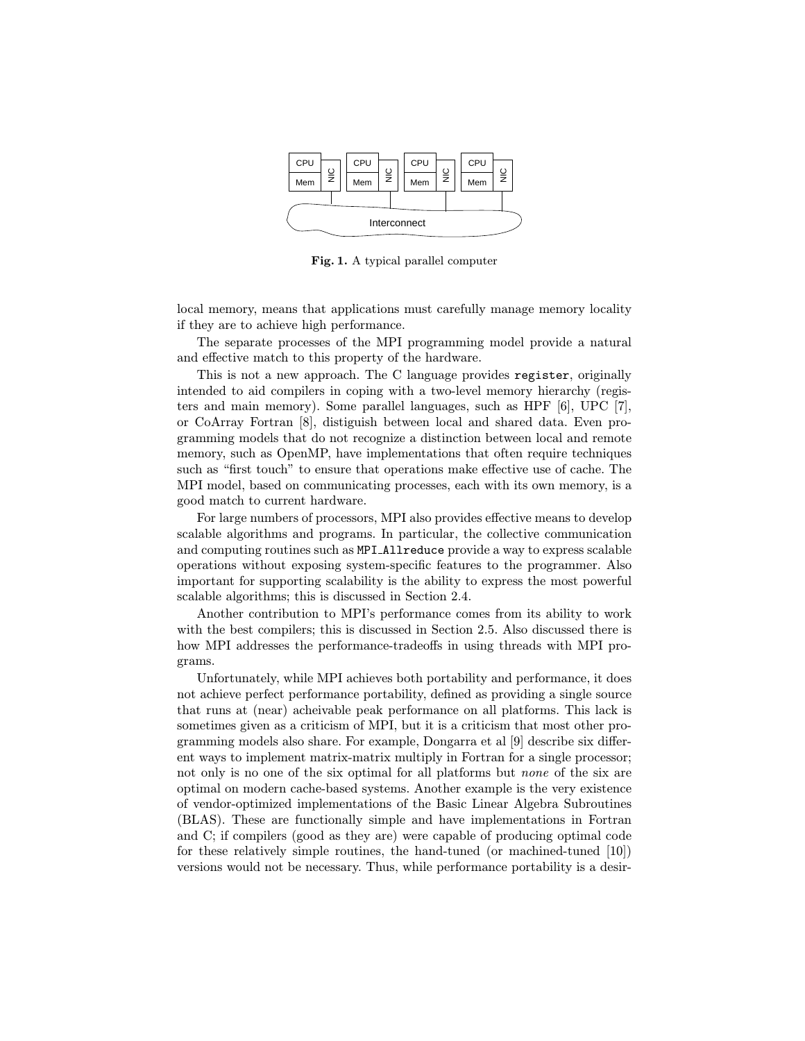CPU
Mem
NIC
CPU
Mem
NIC
CPU
Mem
NIC
CPU
Mem
NIC
Interconnect

**Fig. 1.** A typical parallel computer

local memory, means that applications must carefully manage memory locality if they are to achieve high performance.

The separate processes of the MPI programming model provide a natural and effective match to this property of the hardware.

This is not a new approach. The C language provides `register`, originally intended to aid compilers in coping with a two-level memory hierarchy (registers and main memory). Some parallel languages, such as HPF [6], UPC [7], or CoArray Fortran [8], distiguish between local and shared data. Even programming models that do not recognize a distinction between local and remote memory, such as OpenMP, have implementations that often require techniques such as "first touch" to ensure that operations make effective use of cache. The MPI model, based on communicating processes, each with its own memory, is a good match to current hardware.

For large numbers of processors, MPI also provides effective means to develop scalable algorithms and programs. In particular, the collective communication and computing routines such as `MPI_Allreduce` provide a way to express scalable operations without exposing system-specific features to the programmer. Also important for supporting scalability is the ability to express the most powerful scalable algorithms; this is discussed in Section 2.4.

Another contribution to MPI's performance comes from its ability to work with the best compilers; this is discussed in Section 2.5. Also discussed there is how MPI addresses the performance-tradeoffs in using threads with MPI programs.

Unfortunately, while MPI achieves both portability and performance, it does not achieve perfect performance portability, defined as providing a single source that runs at (near) acheivable peak performance on all platforms. This lack is sometimes given as a criticism of MPI, but it is a criticism that most other programming models also share. For example, Dongarra et al [9] describe six different ways to implement matrix-matrix multiply in Fortran for a single processor; not only is no one of the six optimal for all platforms but *none* of the six are optimal on modern cache-based systems. Another example is the very existence of vendor-optimized implementations of the Basic Linear Algebra Subroutines (BLAS). These are functionally simple and have implementations in Fortran and C; if compilers (good as they are) were capable of producing optimal code for these relatively simple routines, the hand-tuned (or machined-tuned [10]) versions would not be necessary. Thus, while performance portability is a desir-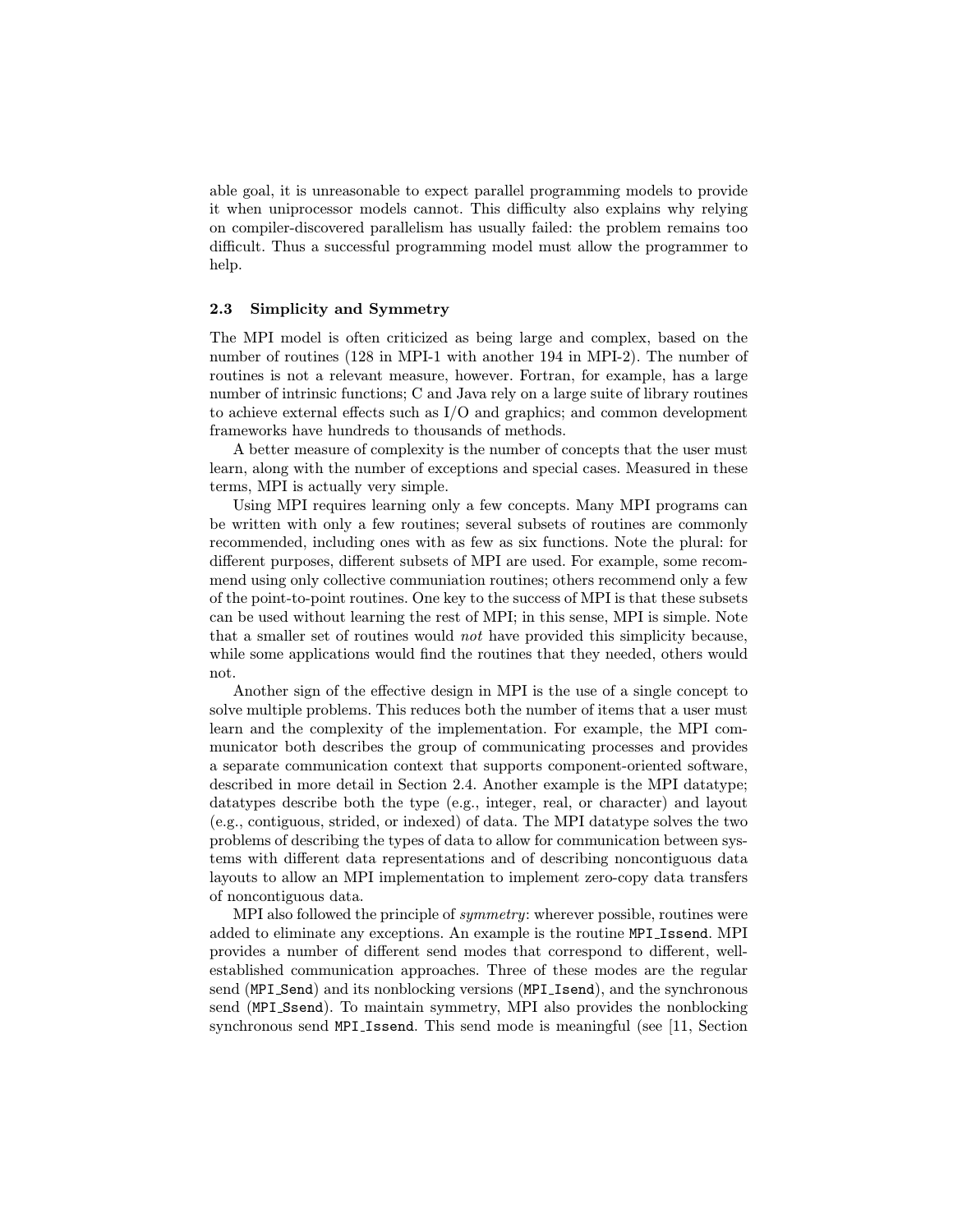able goal, it is unreasonable to expect parallel programming models to provide it when uniprocessor models cannot. This difficulty also explains why relying on compiler-discovered parallelism has usually failed: the problem remains too difficult. Thus a successful programming model must allow the programmer to help.

### 2.3 Simplicity and Symmetry

The MPI model is often criticized as being large and complex, based on the number of routines (128 in MPI-1 with another 194 in MPI-2). The number of routines is not a relevant measure, however. Fortran, for example, has a large number of intrinsic functions; C and Java rely on a large suite of library routines to achieve external effects such as I/O and graphics; and common development frameworks have hundreds to thousands of methods.

A better measure of complexity is the number of concepts that the user must learn, along with the number of exceptions and special cases. Measured in these terms, MPI is actually very simple.

Using MPI requires learning only a few concepts. Many MPI programs can be written with only a few routines; several subsets of routines are commonly recommended, including ones with as few as six functions. Note the plural: for different purposes, different subsets of MPI are used. For example, some recommend using only collective communiation routines; others recommend only a few of the point-to-point routines. One key to the success of MPI is that these subsets can be used without learning the rest of MPI; in this sense, MPI is simple. Note that a smaller set of routines would *not* have provided this simplicity because, while some applications would find the routines that they needed, others would not.

Another sign of the effective design in MPI is the use of a single concept to solve multiple problems. This reduces both the number of items that a user must learn and the complexity of the implementation. For example, the MPI communicator both describes the group of communicating processes and provides a separate communication context that supports component-oriented software, described in more detail in Section 2.4. Another example is the MPI datatype; datatypes describe both the type (e.g., integer, real, or character) and layout (e.g., contiguous, strided, or indexed) of data. The MPI datatype solves the two problems of describing the types of data to allow for communication between systems with different data representations and of describing noncontiguous data layouts to allow an MPI implementation to implement zero-copy data transfers of noncontiguous data.

MPI also followed the principle of *symmetry*: wherever possible, routines were added to eliminate any exceptions. An example is the routine `MPI_Issend`. MPI provides a number of different send modes that correspond to different, well-established communication approaches. Three of these modes are the regular send (`MPI_Send`) and its nonblocking versions (`MPI_Isend`), and the synchronous send (`MPI_Ssend`). To maintain symmetry, MPI also provides the nonblocking synchronous send `MPI_Issend`. This send mode is meaningful (see [11, Section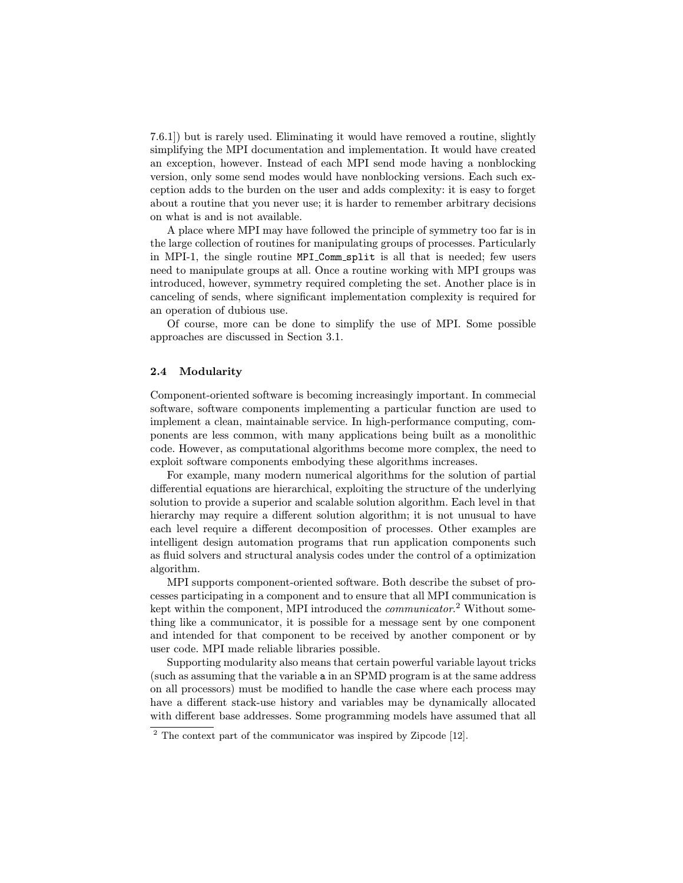7.6.1]) but is rarely used. Eliminating it would have removed a routine, slightly simplifying the MPI documentation and implementation. It would have created an exception, however. Instead of each MPI send mode having a nonblocking version, only some send modes would have nonblocking versions. Each such exception adds to the burden on the user and adds complexity: it is easy to forget about a routine that you never use; it is harder to remember arbitrary decisions on what is and is not available.

A place where MPI may have followed the principle of symmetry too far is in the large collection of routines for manipulating groups of processes. Particularly in MPI-1, the single routine `MPI_Comm_split` is all that is needed; few users need to manipulate groups at all. Once a routine working with MPI groups was introduced, however, symmetry required completing the set. Another place is in canceling of sends, where significant implementation complexity is required for an operation of dubious use.

Of course, more can be done to simplify the use of MPI. Some possible approaches are discussed in Section 3.1.

### 2.4 Modularity

Component-oriented software is becoming increasingly important. In commecial software, software components implementing a particular function are used to implement a clean, maintainable service. In high-performance computing, components are less common, with many applications being built as a monolithic code. However, as computational algorithms become more complex, the need to exploit software components embodying these algorithms increases.

For example, many modern numerical algorithms for the solution of partial differential equations are hierarchical, exploiting the structure of the underlying solution to provide a superior and scalable solution algorithm. Each level in that hierarchy may require a different solution algorithm; it is not unusual to have each level require a different decomposition of processes. Other examples are intelligent design automation programs that run application components such as fluid solvers and structural analysis codes under the control of a optimization algorithm.

MPI supports component-oriented software. Both describe the subset of processes participating in a component and to ensure that all MPI communication is kept within the component, MPI introduced the *communicator*.[2] Without something like a communicator, it is possible for a message sent by one component and intended for that component to be received by another component or by user code. MPI made reliable libraries possible.

Supporting modularity also means that certain powerful variable layout tricks (such as assuming that the variable `a` in an SPMD program is at the same address on all processors) must be modified to handle the case where each process may have a different stack-use history and variables may be dynamically allocated with different base addresses. Some programming models have assumed that all

[2] The context part of the communicator was inspired by Zipcode [12].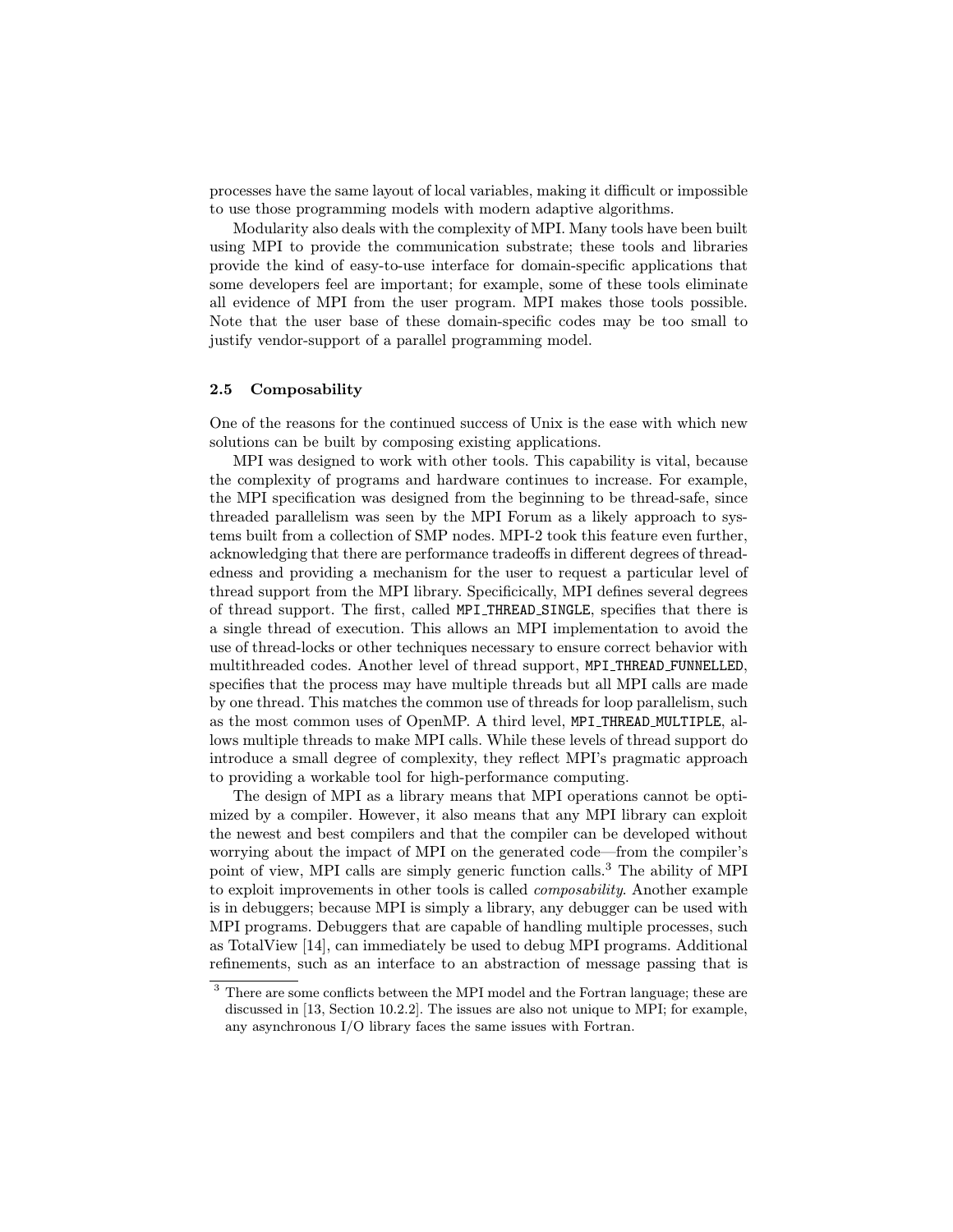processes have the same layout of local variables, making it difficult or impossible to use those programming models with modern adaptive algorithms.

Modularity also deals with the complexity of MPI. Many tools have been built using MPI to provide the communication substrate; these tools and libraries provide the kind of easy-to-use interface for domain-specific applications that some developers feel are important; for example, some of these tools eliminate all evidence of MPI from the user program. MPI makes those tools possible. Note that the user base of these domain-specific codes may be too small to justify vendor-support of a parallel programming model.

### 2.5 Composability

One of the reasons for the continued success of Unix is the ease with which new solutions can be built by composing existing applications.

MPI was designed to work with other tools. This capability is vital, because the complexity of programs and hardware continues to increase. For example, the MPI specification was designed from the beginning to be thread-safe, since threaded parallelism was seen by the MPI Forum as a likely approach to systems built from a collection of SMP nodes. MPI-2 took this feature even further, acknowledging that there are performance tradeoffs in different degrees of threadedness and providing a mechanism for the user to request a particular level of thread support from the MPI library. Specifically, MPI defines several degrees of thread support. The first, called `MPI_THREAD_SINGLE`, specifies that there is a single thread of execution. This allows an MPI implementation to avoid the use of thread-locks or other techniques necessary to ensure correct behavior with multithreaded codes. Another level of thread support, `MPI_THREAD_FUNNELLED`, specifies that the process may have multiple threads but all MPI calls are made by one thread. This matches the common use of threads for loop parallelism, such as the most common uses of OpenMP. A third level, `MPI_THREAD_MULTIPLE`, allows multiple threads to make MPI calls. While these levels of thread support do introduce a small degree of complexity, they reflect MPI's pragmatic approach to providing a workable tool for high-performance computing.

The design of MPI as a library means that MPI operations cannot be optimized by a compiler. However, it also means that any MPI library can exploit the newest and best compilers and that the compiler can be developed without worrying about the impact of MPI on the generated code—from the compiler's point of view, MPI calls are simply generic function calls.[3] The ability of MPI to exploit improvements in other tools is called *composability*. Another example is in debuggers; because MPI is simply a library, any debugger can be used with MPI programs. Debuggers that are capable of handling multiple processes, such as TotalView [14], can immediately be used to debug MPI programs. Additional refinements, such as an interface to an abstraction of message passing that is

[3] There are some conflicts between the MPI model and the Fortran language; these are discussed in [13, Section 10.2.2]. The issues are also not unique to MPI; for example, any asynchronous I/O library faces the same issues with Fortran.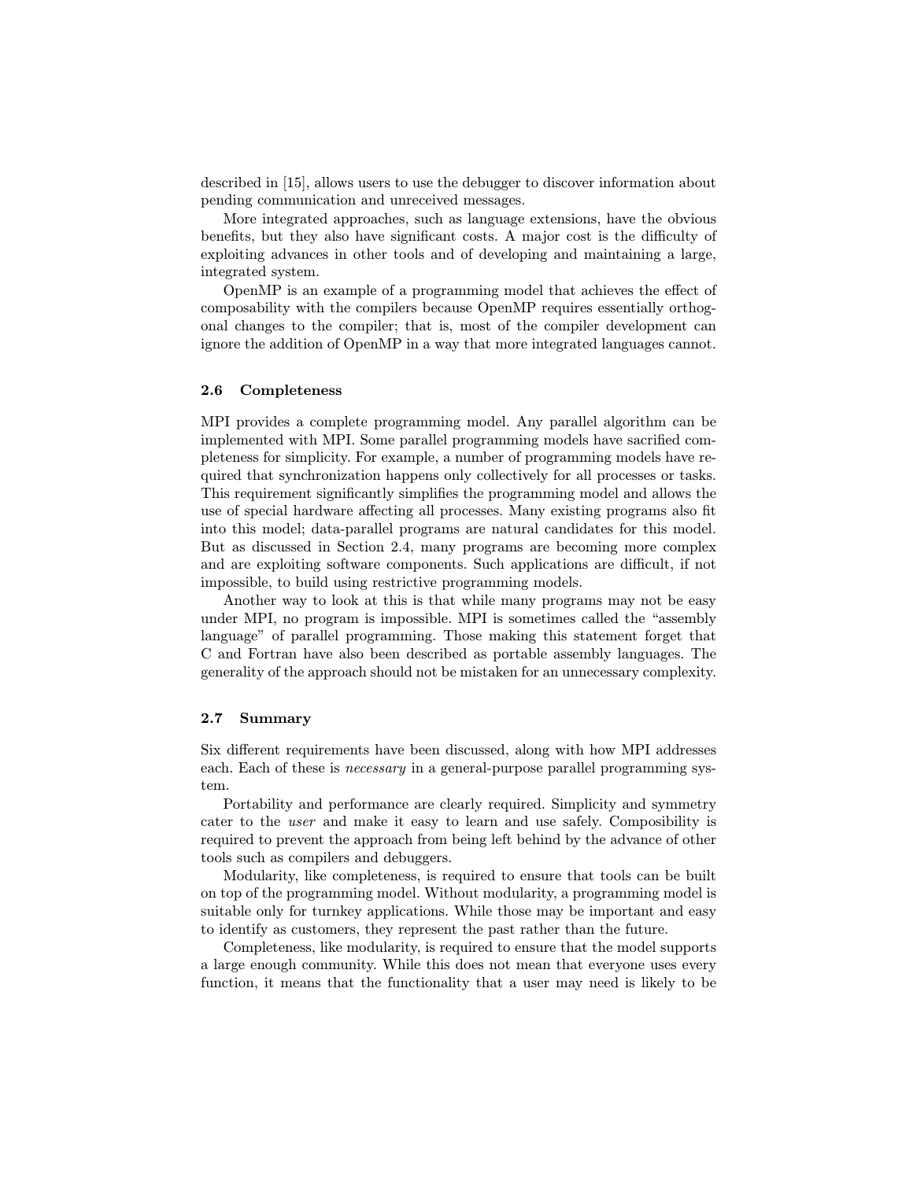described in [15], allows users to use the debugger to discover information about pending communication and unreceived messages.

More integrated approaches, such as language extensions, have the obvious benefits, but they also have significant costs. A major cost is the difficulty of exploiting advances in other tools and of developing and maintaining a large, integrated system.

OpenMP is an example of a programming model that achieves the effect of composability with the compilers because OpenMP requires essentially orthogonal changes to the compiler; that is, most of the compiler development can ignore the addition of OpenMP in a way that more integrated languages cannot.

### 2.6 Completeness

MPI provides a complete programming model. Any parallel algorithm can be implemented with MPI. Some parallel programming models have sacrified completeness for simplicity. For example, a number of programming models have required that synchronization happens only collectively for all processes or tasks. This requirement significantly simplifies the programming model and allows the use of special hardware affecting all processes. Many existing programs also fit into this model; data-parallel programs are natural candidates for this model. But as discussed in Section 2.4, many programs are becoming more complex and are exploiting software components. Such applications are difficult, if not impossible, to build using restrictive programming models.

Another way to look at this is that while many programs may not be easy under MPI, no program is impossible. MPI is sometimes called the "assembly language" of parallel programming. Those making this statement forget that C and Fortran have also been described as portable assembly languages. The generality of the approach should not be mistaken for an unnecessary complexity.

### 2.7 Summary

Six different requirements have been discussed, along with how MPI addresses each. Each of these is *necessary* in a general-purpose parallel programming system.

Portability and performance are clearly required. Simplicity and symmetry cater to the *user* and make it easy to learn and use safely. Composibility is required to prevent the approach from being left behind by the advance of other tools such as compilers and debuggers.

Modularity, like completeness, is required to ensure that tools can be built on top of the programming model. Without modularity, a programming model is suitable only for turnkey applications. While those may be important and easy to identify as customers, they represent the past rather than the future.

Completeness, like modularity, is required to ensure that the model supports a large enough community. While this does not mean that everyone uses every function, it means that the functionality that a user may need is likely to be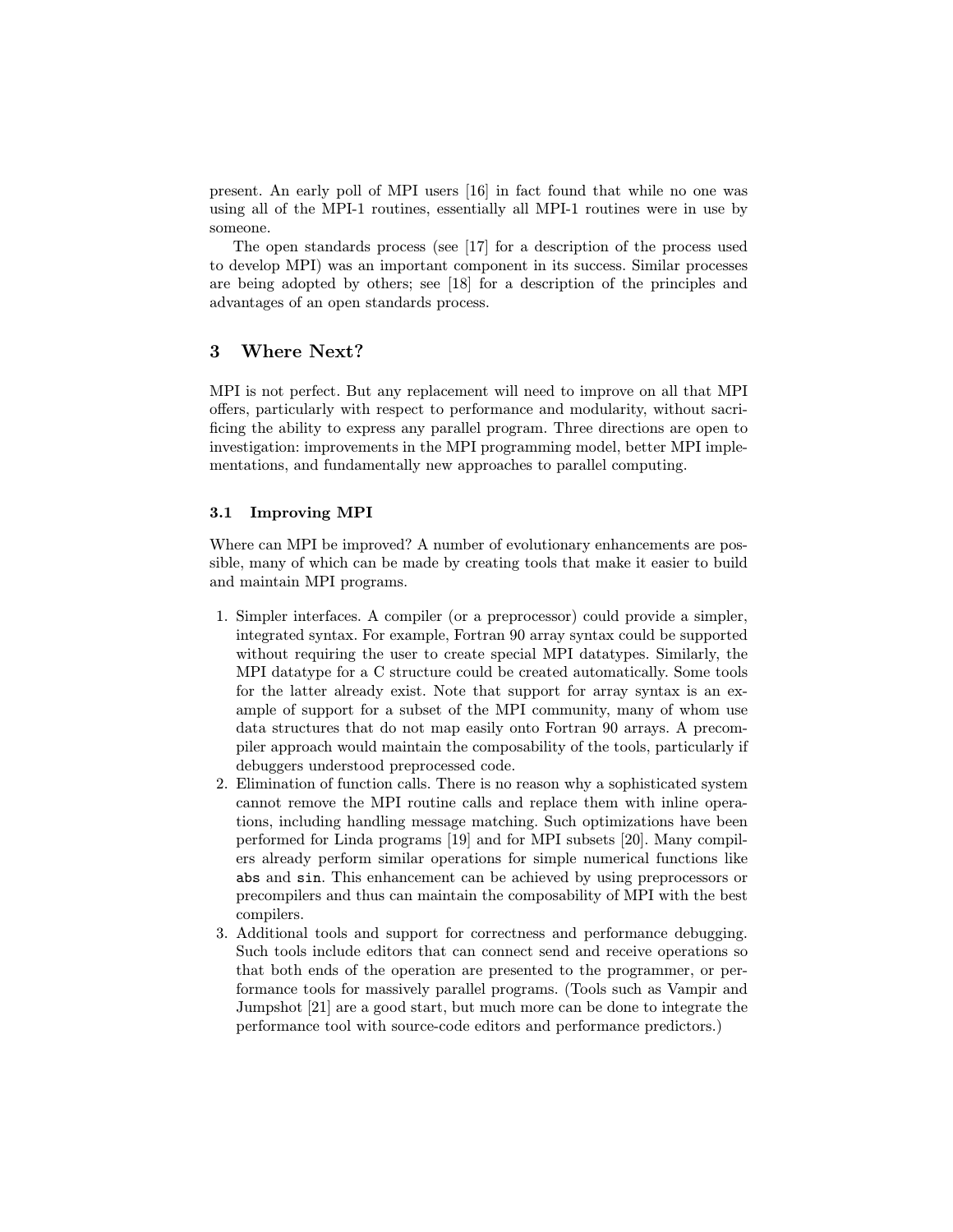present. An early poll of MPI users [16] in fact found that while no one was using all of the MPI-1 routines, essentially all MPI-1 routines were in use by someone.

The open standards process (see [17] for a description of the process used to develop MPI) was an important component in its success. Similar processes are being adopted by others; see [18] for a description of the principles and advantages of an open standards process.

## 3 Where Next?

MPI is not perfect. But any replacement will need to improve on all that MPI offers, particularly with respect to performance and modularity, without sacrificing the ability to express any parallel program. Three directions are open to investigation: improvements in the MPI programming model, better MPI implementations, and fundamentally new approaches to parallel computing.

### 3.1 Improving MPI

Where can MPI be improved? A number of evolutionary enhancements are possible, many of which can be made by creating tools that make it easier to build and maintain MPI programs.

1. Simpler interfaces. A compiler (or a preprocessor) could provide a simpler, integrated syntax. For example, Fortran 90 array syntax could be supported without requiring the user to create special MPI datatypes. Similarly, the MPI datatype for a C structure could be created automatically. Some tools for the latter already exist. Note that support for array syntax is an example of support for a subset of the MPI community, many of whom use data structures that do not map easily onto Fortran 90 arrays. A precompiler approach would maintain the composability of the tools, particularly if debuggers understood preprocessed code.
2. Elimination of function calls. There is no reason why a sophisticated system cannot remove the MPI routine calls and replace them with inline operations, including handling message matching. Such optimizations have been performed for Linda programs [19] and for MPI subsets [20]. Many compilers already perform similar operations for simple numerical functions like `abs` and `sin`. This enhancement can be achieved by using preprocessors or precompilers and thus can maintain the composability of MPI with the best compilers.
3. Additional tools and support for correctness and performance debugging. Such tools include editors that can connect send and receive operations so that both ends of the operation are presented to the programmer, or performance tools for massively parallel programs. (Tools such as Vampir and Jumpshot [21] are a good start, but much more can be done to integrate the performance tool with source-code editors and performance predictors.)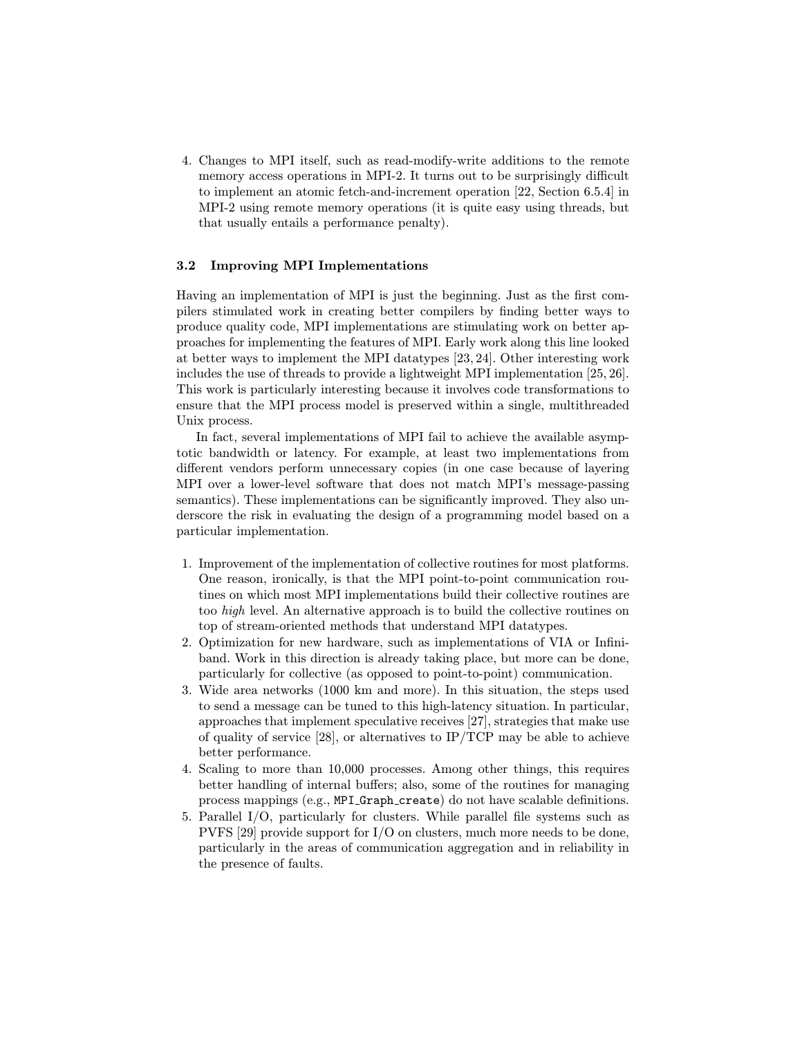4. Changes to MPI itself, such as read-modify-write additions to the remote memory access operations in MPI-2. It turns out to be surprisingly difficult to implement an atomic fetch-and-increment operation [22, Section 6.5.4] in MPI-2 using remote memory operations (it is quite easy using threads, but that usually entails a performance penalty).

### 3.2 Improving MPI Implementations

Having an implementation of MPI is just the beginning. Just as the first compilers stimulated work in creating better compilers by finding better ways to produce quality code, MPI implementations are stimulating work on better approaches for implementing the features of MPI. Early work along this line looked at better ways to implement the MPI datatypes [23, 24]. Other interesting work includes the use of threads to provide a lightweight MPI implementation [25, 26]. This work is particularly interesting because it involves code transformations to ensure that the MPI process model is preserved within a single, multithreaded Unix process.

In fact, several implementations of MPI fail to achieve the available asymptotic bandwidth or latency. For example, at least two implementations from different vendors perform unnecessary copies (in one case because of layering MPI over a lower-level software that does not match MPI's message-passing semantics). These implementations can be significantly improved. They also underscore the risk in evaluating the design of a programming model based on a particular implementation.

1. Improvement of the implementation of collective routines for most platforms. One reason, ironically, is that the MPI point-to-point communication routines on which most MPI implementations build their collective routines are too *high* level. An alternative approach is to build the collective routines on top of stream-oriented methods that understand MPI datatypes.
2. Optimization for new hardware, such as implementations of VIA or Infiniband. Work in this direction is already taking place, but more can be done, particularly for collective (as opposed to point-to-point) communication.
3. Wide area networks (1000 km and more). In this situation, the steps used to send a message can be tuned to this high-latency situation. In particular, approaches that implement speculative receives [27], strategies that make use of quality of service [28], or alternatives to IP/TCP may be able to achieve better performance.
4. Scaling to more than 10,000 processes. Among other things, this requires better handling of internal buffers; also, some of the routines for managing process mappings (e.g., `MPI_Graph_create`) do not have scalable definitions.
5. Parallel I/O, particularly for clusters. While parallel file systems such as PVFS [29] provide support for I/O on clusters, much more needs to be done, particularly in the areas of communication aggregation and in reliability in the presence of faults.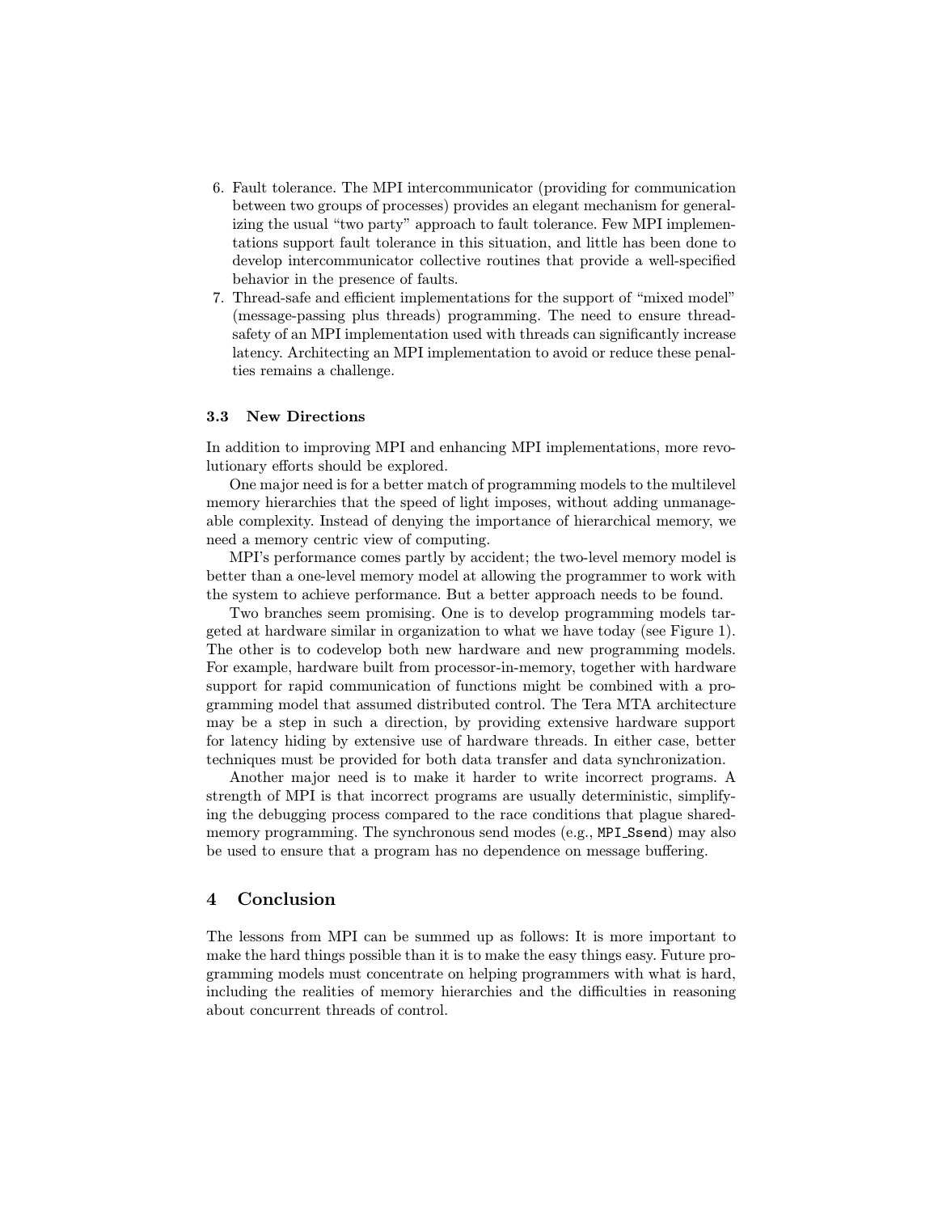6. Fault tolerance. The MPI intercommunicator (providing for communication between two groups of processes) provides an elegant mechanism for generalizing the usual "two party" approach to fault tolerance. Few MPI implementations support fault tolerance in this situation, and little has been done to develop intercommunicator collective routines that provide a well-specified behavior in the presence of faults.
7. Thread-safe and efficient implementations for the support of "mixed model" (message-passing plus threads) programming. The need to ensure thread-safety of an MPI implementation used with threads can significantly increase latency. Architecting an MPI implementation to avoid or reduce these penalties remains a challenge.

### 3.3 New Directions

In addition to improving MPI and enhancing MPI implementations, more revolutionary efforts should be explored.

One major need is for a better match of programming models to the multilevel memory hierarchies that the speed of light imposes, without adding unmanageable complexity. Instead of denying the importance of hierarchical memory, we need a memory centric view of computing.

MPI's performance comes partly by accident; the two-level memory model is better than a one-level memory model at allowing the programmer to work with the system to achieve performance. But a better approach needs to be found.

Two branches seem promising. One is to develop programming models targeted at hardware similar in organization to what we have today (see Figure 1). The other is to codevelop both new hardware and new programming models. For example, hardware built from processor-in-memory, together with hardware support for rapid communication of functions might be combined with a programming model that assumed distributed control. The Tera MTA architecture may be a step in such a direction, by providing extensive hardware support for latency hiding by extensive use of hardware threads. In either case, better techniques must be provided for both data transfer and data synchronization.

Another major need is to make it harder to write incorrect programs. A strength of MPI is that incorrect programs are usually deterministic, simplifying the debugging process compared to the race conditions that plague shared-memory programming. The synchronous send modes (e.g., `MPI_Ssend`) may also be used to ensure that a program has no dependence on message buffering.

## 4 Conclusion

The lessons from MPI can be summed up as follows: It is more important to make the hard things possible than it is to make the easy things easy. Future programming models must concentrate on helping programmers with what is hard, including the realities of memory hierarchies and the difficulties in reasoning about concurrent threads of control.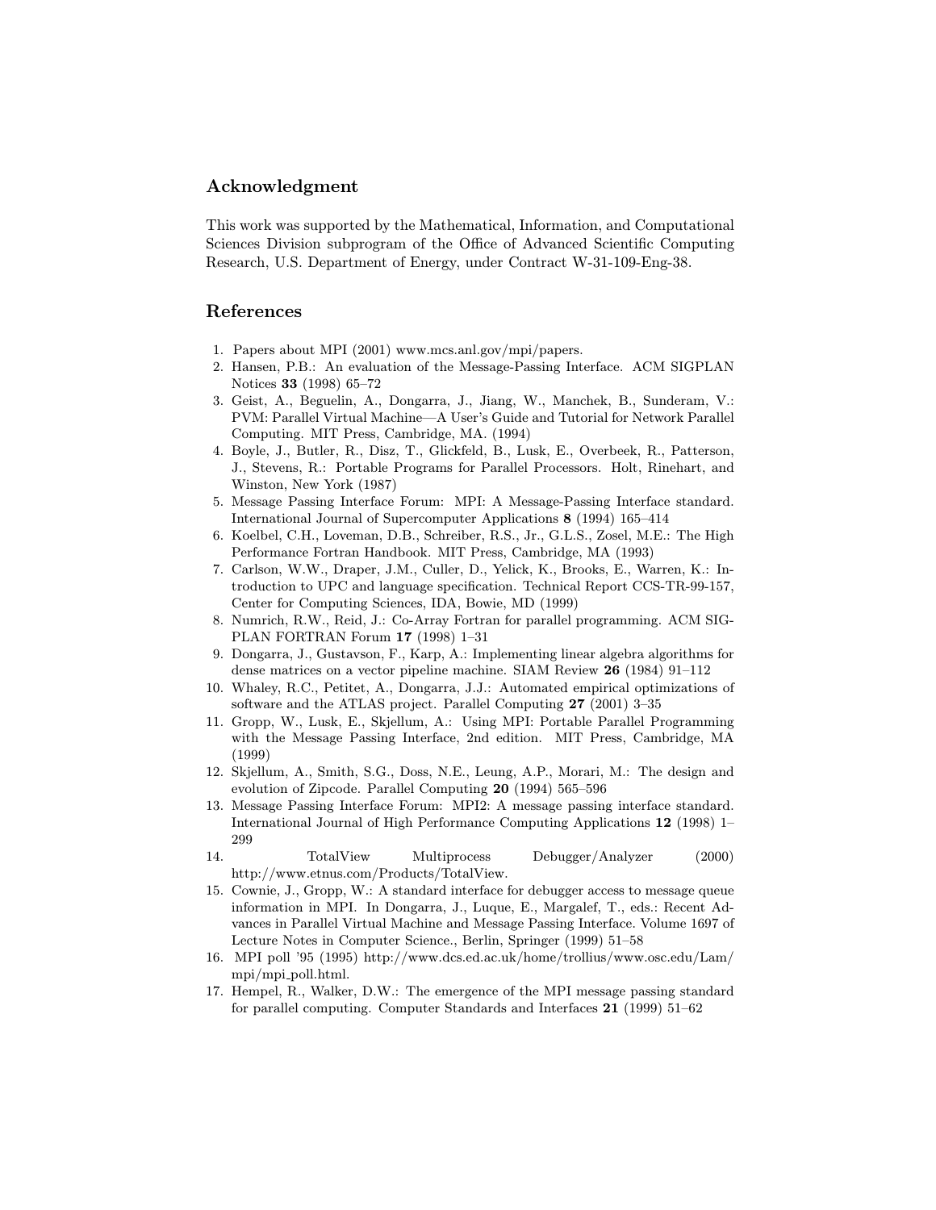## Acknowledgment

This work was supported by the Mathematical, Information, and Computational Sciences Division subprogram of the Office of Advanced Scientific Computing Research, U.S. Department of Energy, under Contract W-31-109-Eng-38.

## References

1. Papers about MPI (2001) www.mcs.anl.gov/mpi/papers.
2. Hansen, P.B.: An evaluation of the Message-Passing Interface. ACM SIGPLAN Notices **33** (1998) 65–72
3. Geist, A., Beguelin, A., Dongarra, J., Jiang, W., Manchek, B., Sunderam, V.: PVM: Parallel Virtual Machine—A User's Guide and Tutorial for Network Parallel Computing. MIT Press, Cambridge, MA. (1994)
4. Boyle, J., Butler, R., Disz, T., Glickfeld, B., Lusk, E., Overbeek, R., Patterson, J., Stevens, R.: Portable Programs for Parallel Processors. Holt, Rinehart, and Winston, New York (1987)
5. Message Passing Interface Forum: MPI: A Message-Passing Interface standard. International Journal of Supercomputer Applications **8** (1994) 165–414
6. Koelbel, C.H., Loveman, D.B., Schreiber, R.S., Jr., G.L.S., Zosel, M.E.: The High Performance Fortran Handbook. MIT Press, Cambridge, MA (1993)
7. Carlson, W.W., Draper, J.M., Culler, D., Yelick, K., Brooks, E., Warren, K.: Introduction to UPC and language specification. Technical Report CCS-TR-99-157, Center for Computing Sciences, IDA, Bowie, MD (1999)
8. Numrich, R.W., Reid, J.: Co-Array Fortran for parallel programming. ACM SIGPLAN FORTRAN Forum **17** (1998) 1–31
9. Dongarra, J., Gustavson, F., Karp, A.: Implementing linear algebra algorithms for dense matrices on a vector pipeline machine. SIAM Review **26** (1984) 91–112
10. Whaley, R.C., Petitet, A., Dongarra, J.J.: Automated empirical optimizations of software and the ATLAS project. Parallel Computing **27** (2001) 3–35
11. Gropp, W., Lusk, E., Skjellum, A.: Using MPI: Portable Parallel Programming with the Message Passing Interface, 2nd edition. MIT Press, Cambridge, MA (1999)
12. Skjellum, A., Smith, S.G., Doss, N.E., Leung, A.P., Morari, M.: The design and evolution of Zipcode. Parallel Computing **20** (1994) 565–596
13. Message Passing Interface Forum: MPI2: A message passing interface standard. International Journal of High Performance Computing Applications **12** (1998) 1–299
14. TotalView Multiprocess Debugger/Analyzer (2000) http://www.etnus.com/Products/TotalView.
15. Cownie, J., Gropp, W.: A standard interface for debugger access to message queue information in MPI. In Dongarra, J., Luque, E., Margalef, T., eds.: Recent Advances in Parallel Virtual Machine and Message Passing Interface. Volume 1697 of Lecture Notes in Computer Science., Berlin, Springer (1999) 51–58
16. MPI poll '95 (1995) http://www.dcs.ed.ac.uk/home/trollius/www.osc.edu/Lam/mpi/mpi_poll.html.
17. Hempel, R., Walker, D.W.: The emergence of the MPI message passing standard for parallel computing. Computer Standards and Interfaces **21** (1999) 51–62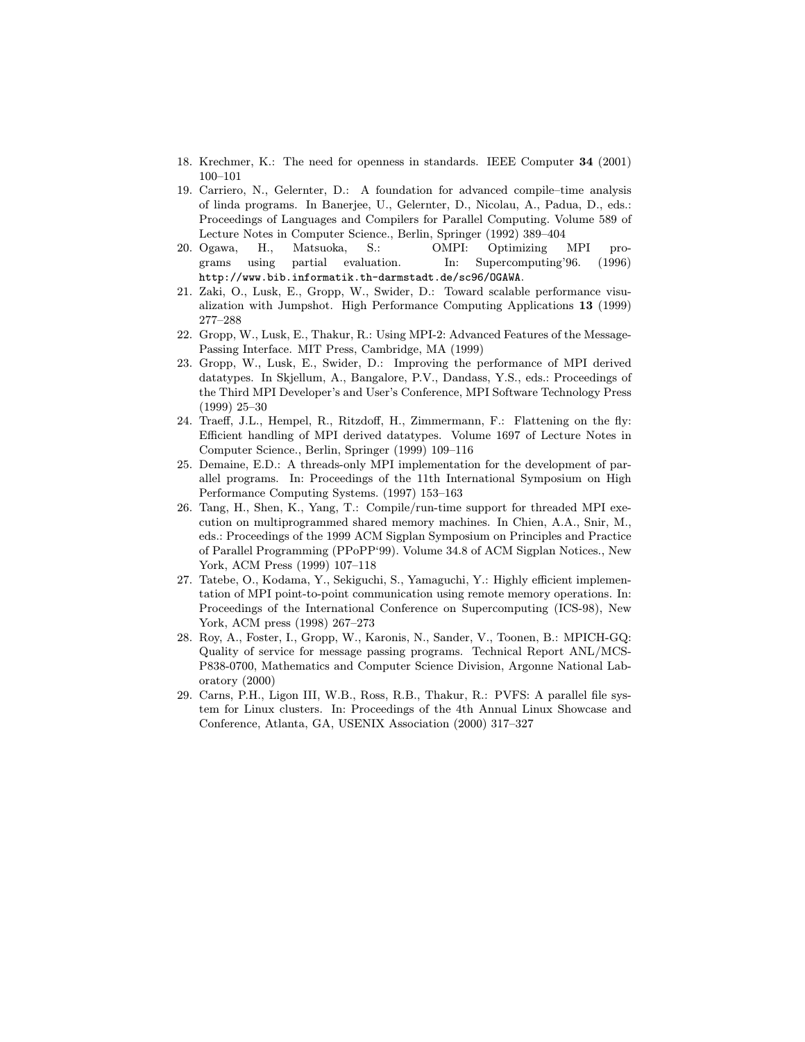18. Krechmer, K.: The need for openness in standards. IEEE Computer **34** (2001) 100–101
19. Carriero, N., Gelernter, D.: A foundation for advanced compile–time analysis of linda programs. In Banerjee, U., Gelernter, D., Nicolau, A., Padua, D., eds.: Proceedings of Languages and Compilers for Parallel Computing. Volume 589 of Lecture Notes in Computer Science., Berlin, Springer (1992) 389–404
20. Ogawa, H., Matsuoka, S.: OMPI: Optimizing MPI programs using partial evaluation. In: Supercomputing'96. (1996) `http://www.bib.informatik.th-darmstadt.de/sc96/OGAWA`.
21. Zaki, O., Lusk, E., Gropp, W., Swider, D.: Toward scalable performance visualization with Jumpshot. High Performance Computing Applications **13** (1999) 277–288
22. Gropp, W., Lusk, E., Thakur, R.: Using MPI-2: Advanced Features of the Message-Passing Interface. MIT Press, Cambridge, MA (1999)
23. Gropp, W., Lusk, E., Swider, D.: Improving the performance of MPI derived datatypes. In Skjellum, A., Bangalore, P.V., Dandass, Y.S., eds.: Proceedings of the Third MPI Developer's and User's Conference, MPI Software Technology Press (1999) 25–30
24. Traeff, J.L., Hempel, R., Ritzdoff, H., Zimmermann, F.: Flattening on the fly: Efficient handling of MPI derived datatypes. Volume 1697 of Lecture Notes in Computer Science., Berlin, Springer (1999) 109–116
25. Demaine, E.D.: A threads-only MPI implementation for the development of parallel programs. In: Proceedings of the 11th International Symposium on High Performance Computing Systems. (1997) 153–163
26. Tang, H., Shen, K., Yang, T.: Compile/run-time support for threaded MPI execution on multiprogrammed shared memory machines. In Chien, A.A., Snir, M., eds.: Proceedings of the 1999 ACM Sigplan Symposium on Principles and Practice of Parallel Programming (PPoPP'99). Volume 34.8 of ACM Sigplan Notices., New York, ACM Press (1999) 107–118
27. Tatebe, O., Kodama, Y., Sekiguchi, S., Yamaguchi, Y.: Highly efficient implementation of MPI point-to-point communication using remote memory operations. In: Proceedings of the International Conference on Supercomputing (ICS-98), New York, ACM press (1998) 267–273
28. Roy, A., Foster, I., Gropp, W., Karonis, N., Sander, V., Toonen, B.: MPICH-GQ: Quality of service for message passing programs. Technical Report ANL/MCS-P838-0700, Mathematics and Computer Science Division, Argonne National Laboratory (2000)
29. Carns, P.H., Ligon III, W.B., Ross, R.B., Thakur, R.: PVFS: A parallel file system for Linux clusters. In: Proceedings of the 4th Annual Linux Showcase and Conference, Atlanta, GA, USENIX Association (2000) 317–327